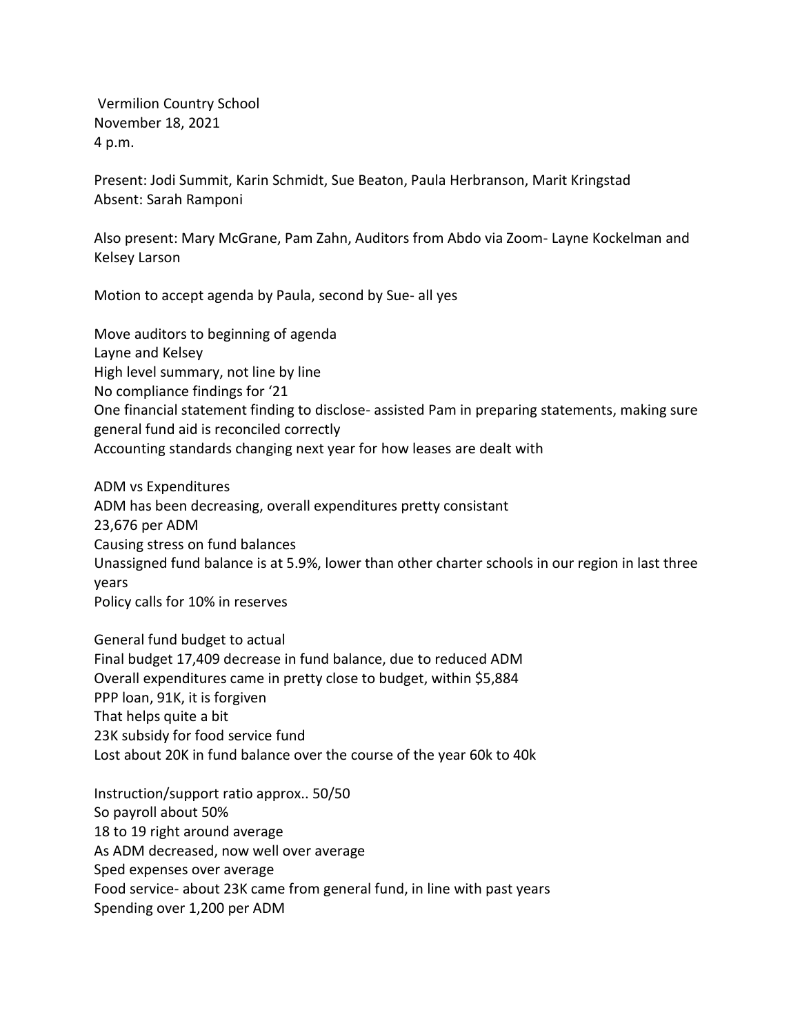Vermilion Country School
November 18, 2021
4 p.m.

Present: Jodi Summit, Karin Schmidt, Sue Beaton, Paula Herbranson, Marit Kringstad
Absent: Sarah Ramponi

Also present: Mary McGrane, Pam Zahn, Auditors from Abdo via Zoom- Layne Kockelman and Kelsey Larson

Motion to accept agenda by Paula, second by Sue- all yes

Move auditors to beginning of agenda
Layne and Kelsey
High level summary, not line by line
No compliance findings for '21
One financial statement finding to disclose- assisted Pam in preparing statements, making sure general fund aid is reconciled correctly
Accounting standards changing next year for how leases are dealt with

ADM vs Expenditures
ADM has been decreasing, overall expenditures pretty consistant
23,676 per ADM
Causing stress on fund balances
Unassigned fund balance is at 5.9%, lower than other charter schools in our region in last three years
Policy calls for 10% in reserves

General fund budget to actual
Final budget 17,409 decrease in fund balance, due to reduced ADM
Overall expenditures came in pretty close to budget, within $5,884
PPP loan, 91K, it is forgiven
That helps quite a bit
23K subsidy for food service fund
Lost about 20K in fund balance over the course of the year 60k to 40k

Instruction/support ratio approx.. 50/50
So payroll about 50%
18 to 19 right around average
As ADM decreased, now well over average
Sped expenses over average
Food service- about 23K came from general fund, in line with past years
Spending over 1,200 per ADM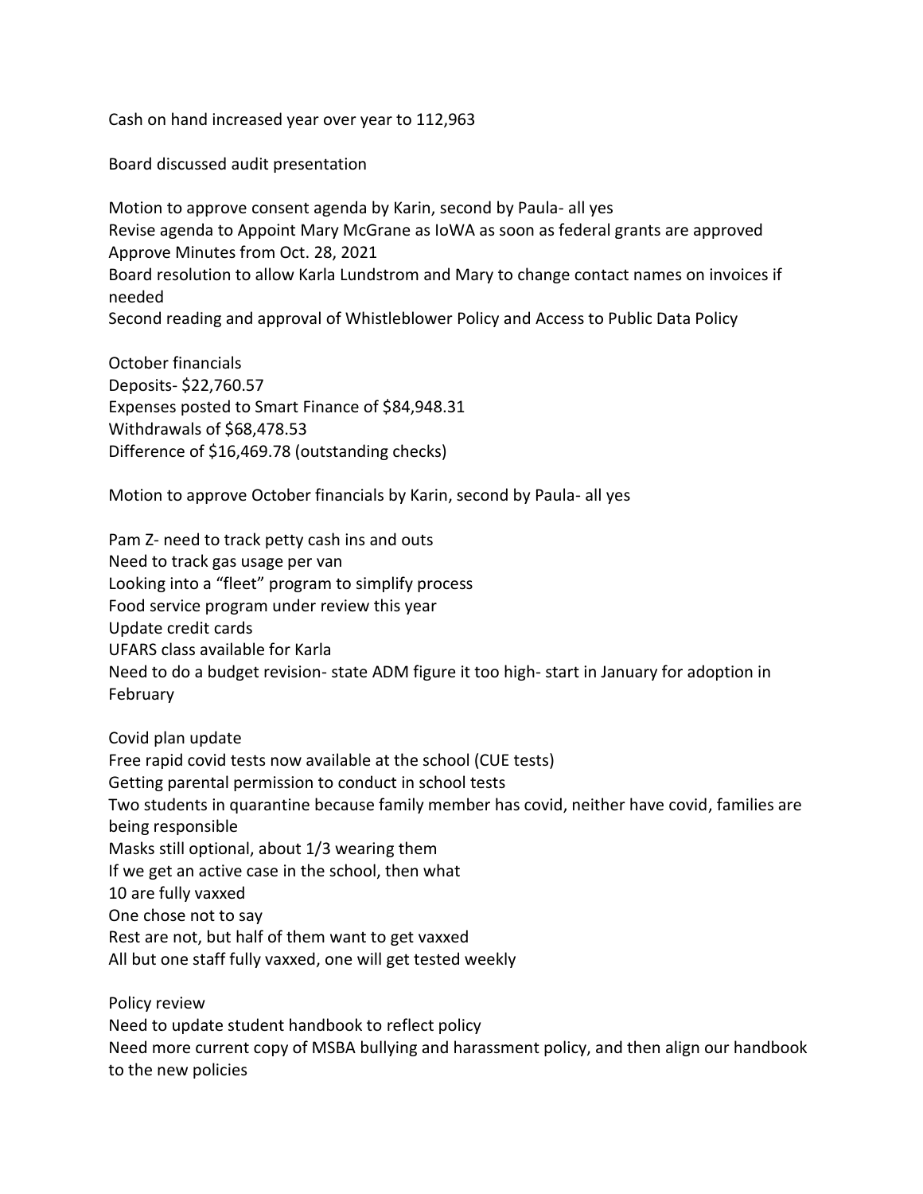Cash on hand increased year over year to 112,963

Board discussed audit presentation

Motion to approve consent agenda by Karin, second by Paula- all yes
Revise agenda to Appoint Mary McGrane as IoWA as soon as federal grants are approved
Approve Minutes from Oct. 28, 2021
Board resolution to allow Karla Lundstrom and Mary to change contact names on invoices if needed
Second reading and approval of Whistleblower Policy and Access to Public Data Policy

October financials
Deposits- $22,760.57
Expenses posted to Smart Finance of $84,948.31
Withdrawals of $68,478.53
Difference of $16,469.78 (outstanding checks)

Motion to approve October financials by Karin, second by Paula- all yes

Pam Z- need to track petty cash ins and outs
Need to track gas usage per van
Looking into a "fleet" program to simplify process
Food service program under review this year
Update credit cards
UFARS class available for Karla
Need to do a budget revision- state ADM figure it too high- start in January for adoption in February

Covid plan update
Free rapid covid tests now available at the school (CUE tests)
Getting parental permission to conduct in school tests
Two students in quarantine because family member has covid, neither have covid, families are being responsible
Masks still optional, about 1/3 wearing them
If we get an active case in the school, then what
10 are fully vaxxed
One chose not to say
Rest are not, but half of them want to get vaxxed
All but one staff fully vaxxed, one will get tested weekly

Policy review
Need to update student handbook to reflect policy
Need more current copy of MSBA bullying and harassment policy, and then align our handbook to the new policies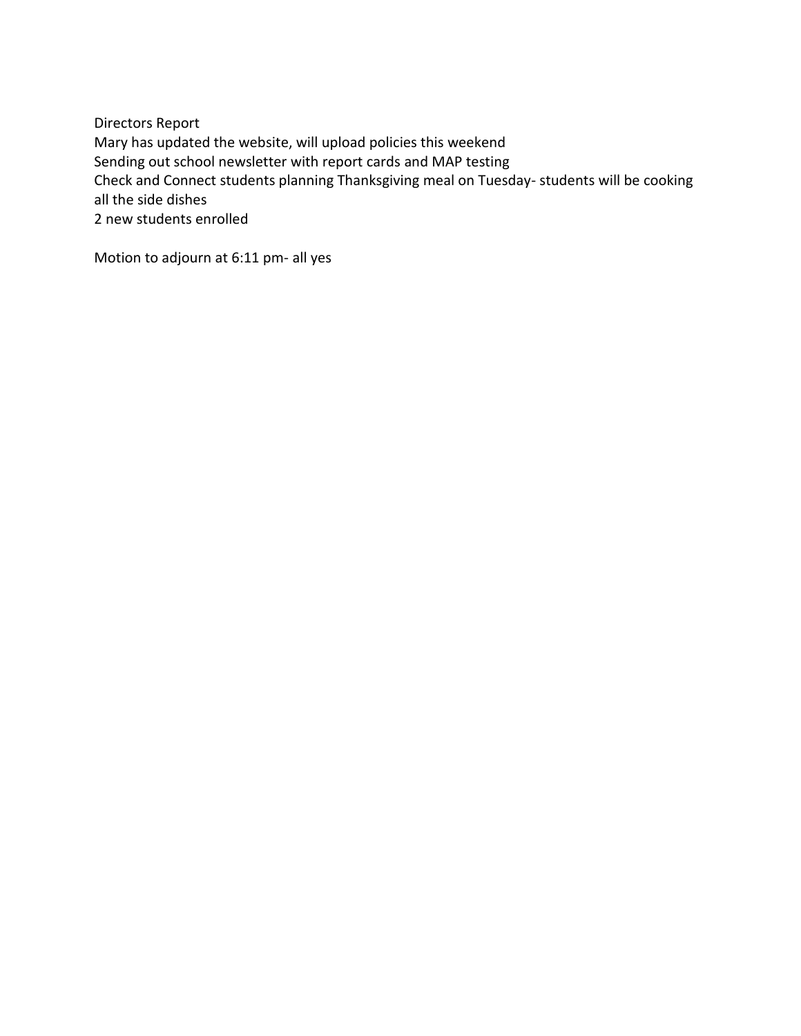Directors Report

Mary has updated the website, will upload policies this weekend

Sending out school newsletter with report cards and MAP testing

Check and Connect students planning Thanksgiving meal on Tuesday- students will be cooking all the side dishes

2 new students enrolled

Motion to adjourn at 6:11 pm- all yes